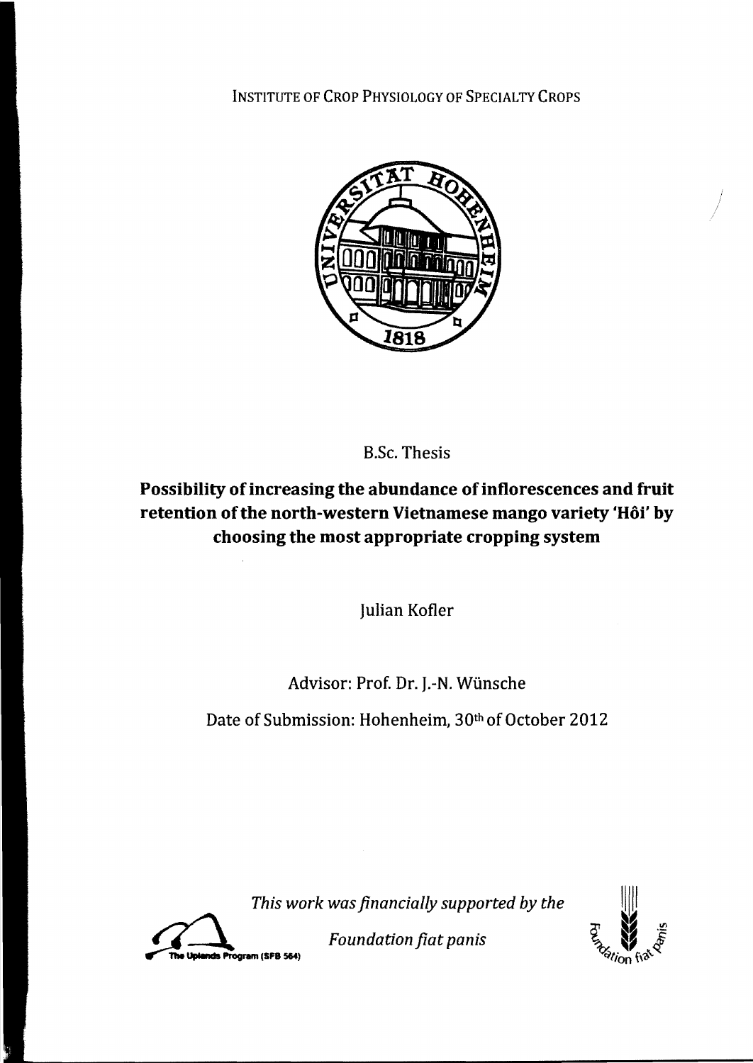INSTITUTE OF CROP PHYSIOLOGY OF SPECIALTY CROPS

B.Sc. Thesis

# Possibility of increasing the abundance of inflorescences and fruit retention of the north-western Vietnamese mango variety 'Hôi' by choosing the most appropriate cropping system

Julian Kofler

Advisor: Prof. Dr. J.-N. Wünsche

Date of Submission: Hohenheim, 30th of October 2012

*This work was financially supported by the*

*Foundation fiat panis*

The Uplands Program (SFB 564)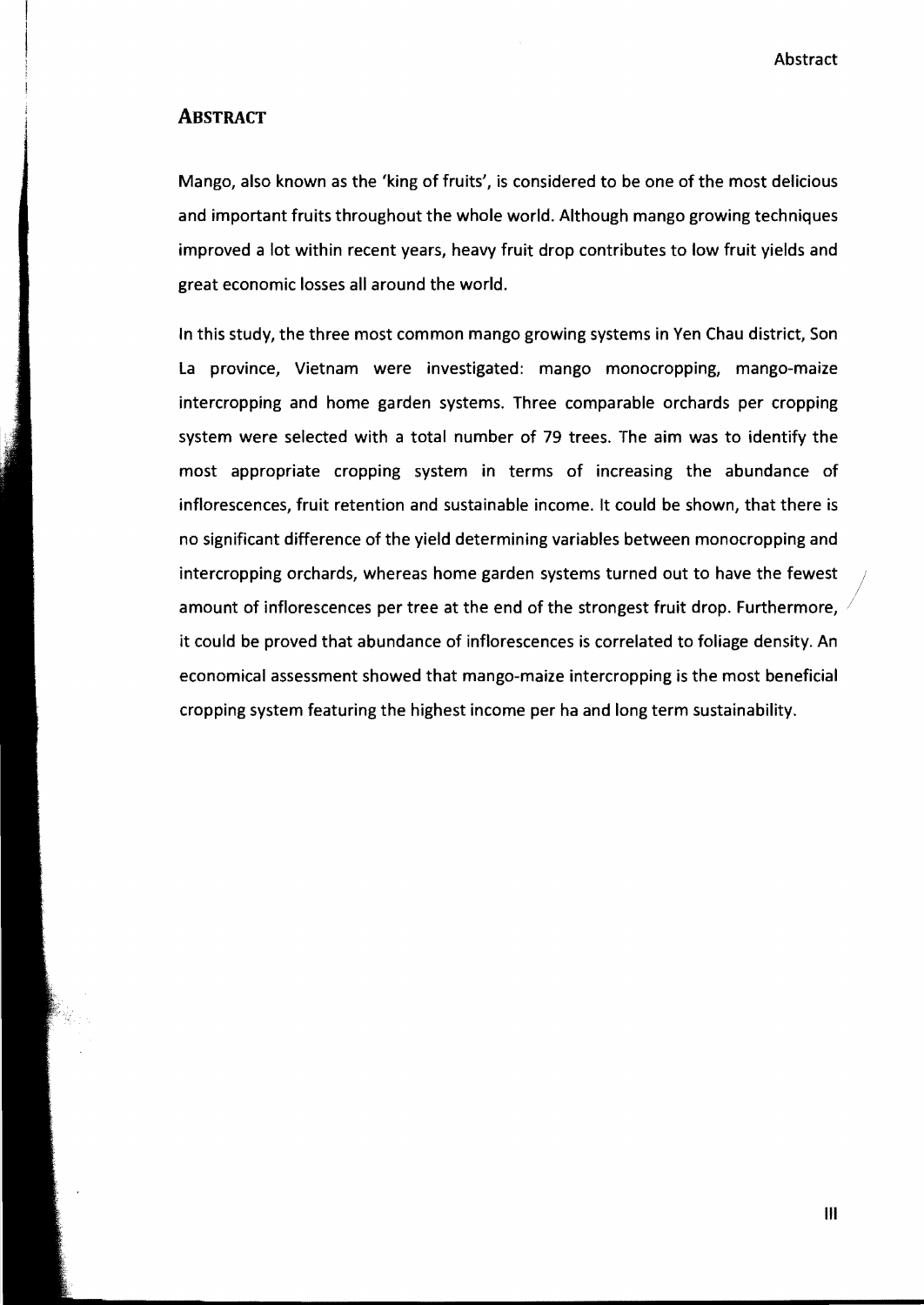## ABSTRACT

Mango, also known as the 'king of fruits', is considered to be one of the most delicious and important fruits throughout the whole world. Although mango growing techniques improved a lot within recent years, heavy fruit drop contributes to low fruit yields and great economic losses all around the world.

In this study, the three most common mango growing systems in Yen Chau district, Son La province, Vietnam were investigated: mango monocropping, mango-maize intercropping and home garden systems. Three comparable orchards per cropping system were selected with a total number of 79 trees. The aim was to identify the most appropriate cropping system in terms of increasing the abundance of inflorescences, fruit retention and sustainable income. It could be shown, that there is no significant difference of the yield determining variables between monocropping and intercropping orchards, whereas home garden systems turned out to have the fewest amount of inflorescences per tree at the end of the strongest fruit drop. Furthermore, it could be proved that abundance of inflorescences is correlated to foliage density. An economical assessment showed that mango-maize intercropping is the most beneficial cropping system featuring the highest income per ha and long term sustainability.